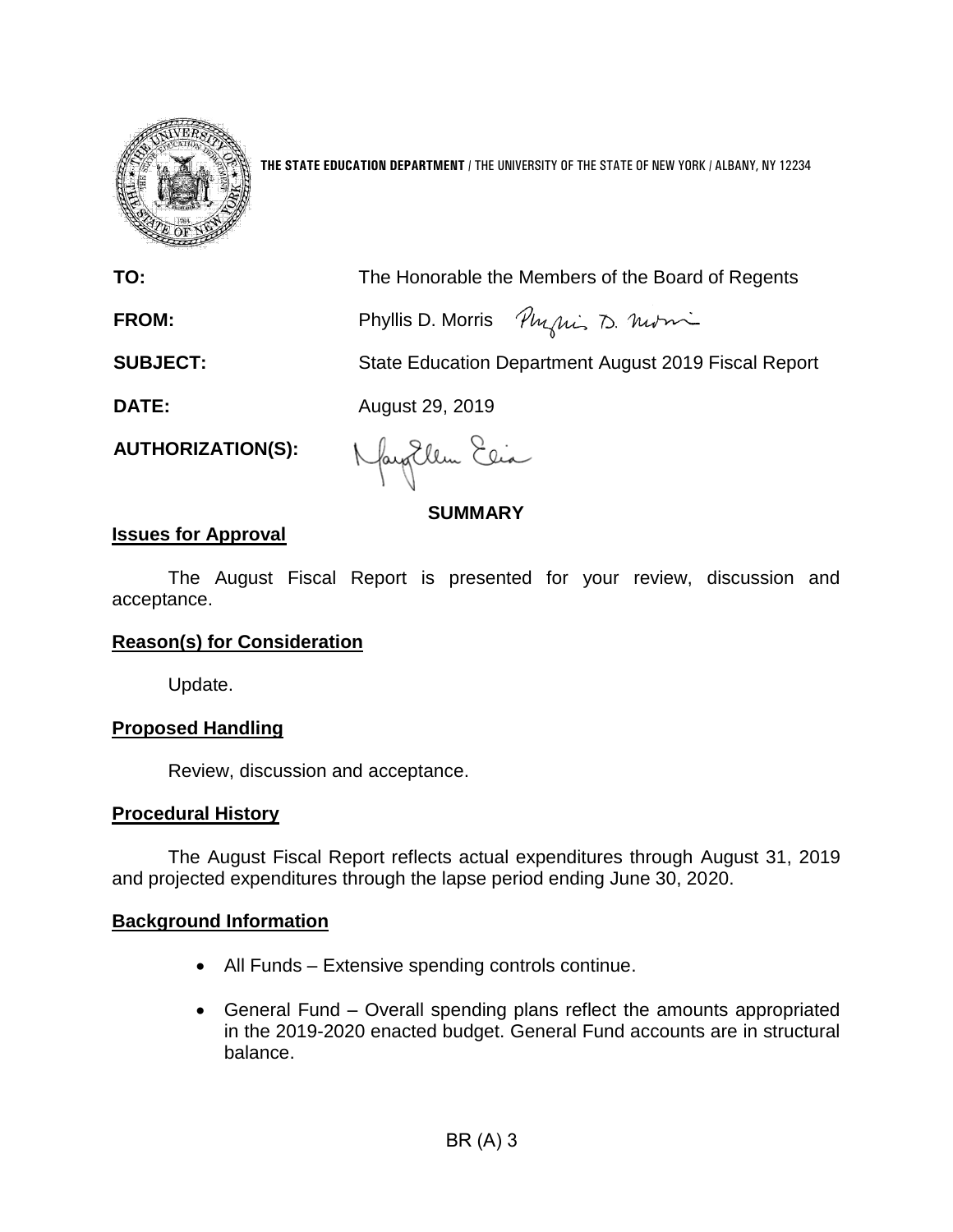**THE STATE EDUCATION DEPARTMENT** / THE UNIVERSITY OF THE STATE OF NEW YORK / ALBANY, NY 12234

**TO:** The Honorable the Members of the Board of Regents

**FROM:** Phyllis D. Morris

**SUBJECT:** State Education Department August 2019 Fiscal Report

**DATE:** August 29, 2019

**AUTHORIZATION(S):**

## SUMMARY

### Issues for Approval

The August Fiscal Report is presented for your review, discussion and acceptance.

### Reason(s) for Consideration

Update.

### Proposed Handling

Review, discussion and acceptance.

### Procedural History

The August Fiscal Report reflects actual expenditures through August 31, 2019 and projected expenditures through the lapse period ending June 30, 2020.

### Background Information

- All Funds – Extensive spending controls continue.
- General Fund – Overall spending plans reflect the amounts appropriated in the 2019-2020 enacted budget. General Fund accounts are in structural balance.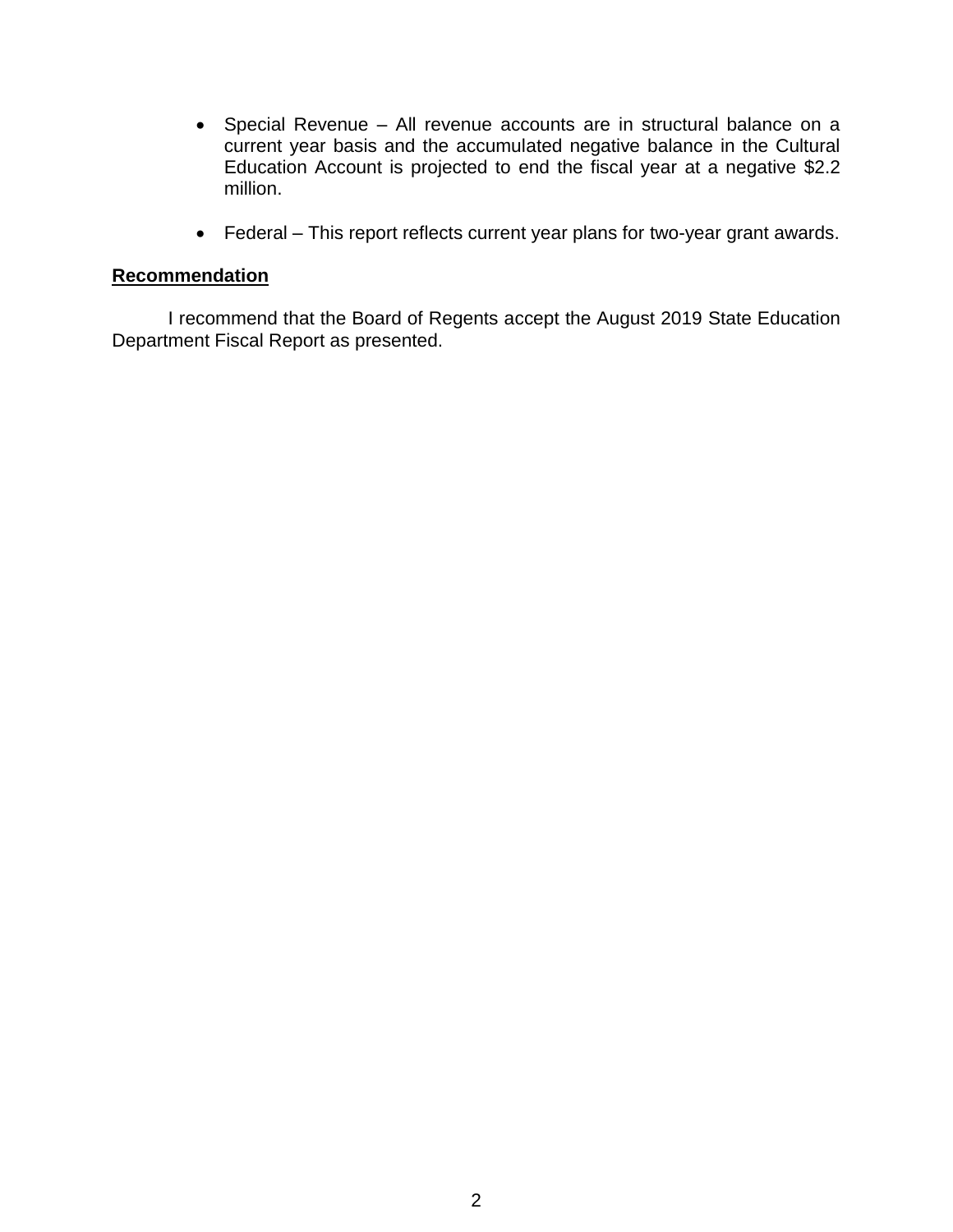- Special Revenue – All revenue accounts are in structural balance on a current year basis and the accumulated negative balance in the Cultural Education Account is projected to end the fiscal year at a negative $2.2 million.

- Federal – This report reflects current year plans for two-year grant awards.

**Recommendation**

I recommend that the Board of Regents accept the August 2019 State Education Department Fiscal Report as presented.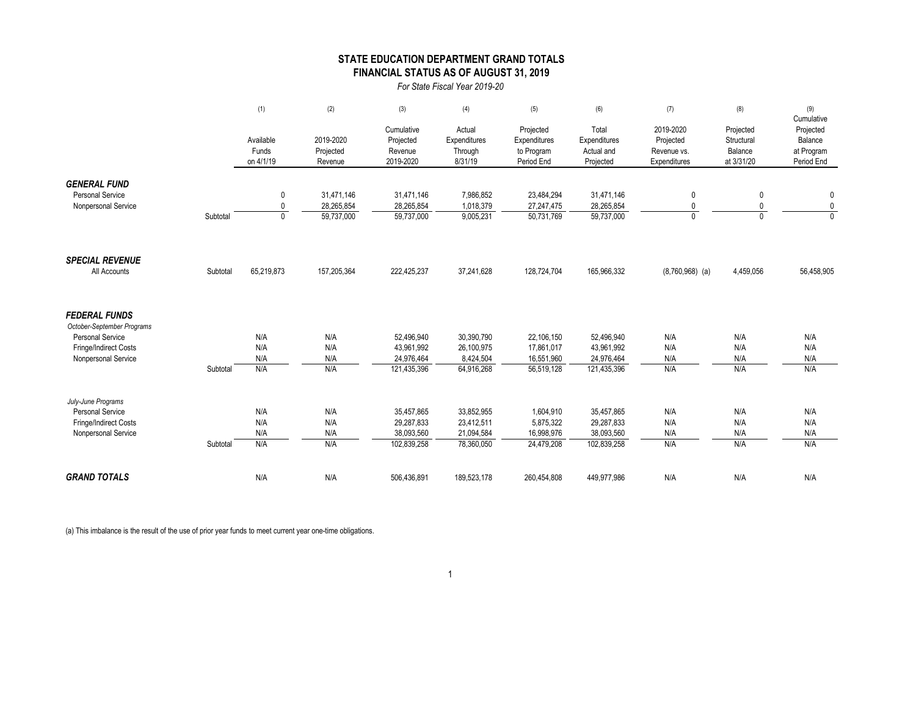# STATE EDUCATION DEPARTMENT GRAND TOTALS
## FINANCIAL STATUS AS OF AUGUST 31, 2019

*For State Fiscal Year 2019-20*

| | | (1) Available Funds on 4/1/19 | (2) 2019-2020 Projected Revenue | (3) Cumulative Projected Revenue 2019-2020 | (4) Actual Expenditures Through 8/31/19 | (5) Projected Expenditures to Program Period End | (6) Total Expenditures Actual and Projected | (7) 2019-2020 Projected Revenue vs. Expenditures | (8) Projected Structural Balance at 3/31/20 | (9) Cumulative Projected Balance at Program Period End |
|---|---|---|---|---|---|---|---|---|---|---|
| ***GENERAL FUND*** | | | | | | | | | | |
| Personal Service | | 0 | 31,471,146 | 31,471,146 | 7,986,852 | 23,484,294 | 31,471,146 | 0 | 0 | 0 |
| Nonpersonal Service | | 0 | 28,265,854 | 28,265,854 | 1,018,379 | 27,247,475 | 28,265,854 | 0 | 0 | 0 |
| | Subtotal | 0 | 59,737,000 | 59,737,000 | 9,005,231 | 50,731,769 | 59,737,000 | 0 | 0 | 0 |
| ***SPECIAL REVENUE*** | | | | | | | | | | |
| All Accounts | Subtotal | 65,219,873 | 157,205,364 | 222,425,237 | 37,241,628 | 128,724,704 | 165,966,332 | (8,760,968) (a) | 4,459,056 | 56,458,905 |
| ***FEDERAL FUNDS*** | | | | | | | | | | |
| *October-September Programs* | | | | | | | | | | |
| Personal Service | | N/A | N/A | 52,496,940 | 30,390,790 | 22,106,150 | 52,496,940 | N/A | N/A | N/A |
| Fringe/Indirect Costs | | N/A | N/A | 43,961,992 | 26,100,975 | 17,861,017 | 43,961,992 | N/A | N/A | N/A |
| Nonpersonal Service | | N/A | N/A | 24,976,464 | 8,424,504 | 16,551,960 | 24,976,464 | N/A | N/A | N/A |
| | Subtotal | N/A | N/A | 121,435,396 | 64,916,268 | 56,519,128 | 121,435,396 | N/A | N/A | N/A |
| *July-June Programs* | | | | | | | | | | |
| Personal Service | | N/A | N/A | 35,457,865 | 33,852,955 | 1,604,910 | 35,457,865 | N/A | N/A | N/A |
| Fringe/Indirect Costs | | N/A | N/A | 29,287,833 | 23,412,511 | 5,875,322 | 29,287,833 | N/A | N/A | N/A |
| Nonpersonal Service | | N/A | N/A | 38,093,560 | 21,094,584 | 16,998,976 | 38,093,560 | N/A | N/A | N/A |
| | Subtotal | N/A | N/A | 102,839,258 | 78,360,050 | 24,479,208 | 102,839,258 | N/A | N/A | N/A |
| ***GRAND TOTALS*** | | N/A | N/A | 506,436,891 | 189,523,178 | 260,454,808 | 449,977,986 | N/A | N/A | N/A |

(a) This imbalance is the result of the use of prior year funds to meet current year one-time obligations.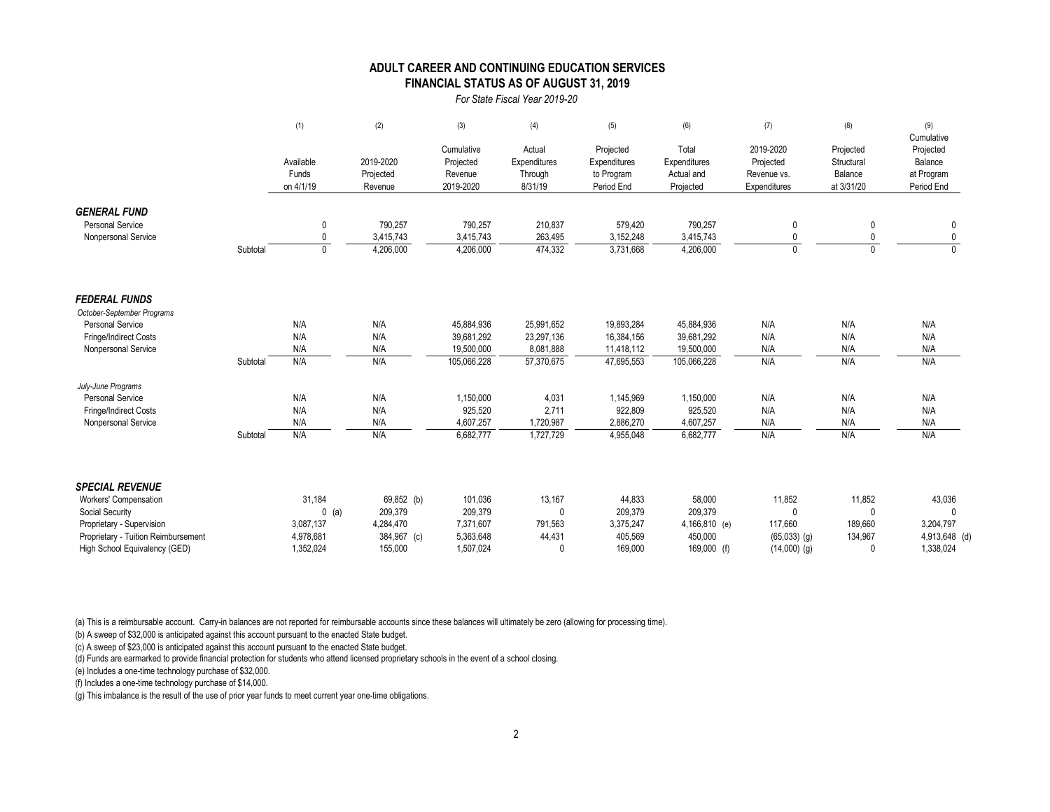## ADULT CAREER AND CONTINUING EDUCATION SERVICES
## FINANCIAL STATUS AS OF AUGUST 31, 2019

*For State Fiscal Year 2019-20*

| | | (1) Available Funds on 4/1/19 | (2) 2019-2020 Projected Revenue | (3) Cumulative Projected Revenue 2019-2020 | (4) Actual Expenditures Through 8/31/19 | (5) Projected Expenditures to Program Period End | (6) Total Expenditures Actual and Projected | (7) 2019-2020 Projected Revenue vs. Expenditures | (8) Projected Structural Balance at 3/31/20 | (9) Cumulative Projected Balance at Program Period End |
|---|---|---|---|---|---|---|---|---|---|---|
| ***GENERAL FUND*** | | | | | | | | | | |
| Personal Service | | 0 | 790,257 | 790,257 | 210,837 | 579,420 | 790,257 | 0 | 0 | 0 |
| Nonpersonal Service | | 0 | 3,415,743 | 3,415,743 | 263,495 | 3,152,248 | 3,415,743 | 0 | 0 | 0 |
| | Subtotal | 0 | 4,206,000 | 4,206,000 | 474,332 | 3,731,668 | 4,206,000 | 0 | 0 | 0 |
| ***FEDERAL FUNDS*** | | | | | | | | | | |
| *October-September Programs* | | | | | | | | | | |
| Personal Service | | N/A | N/A | 45,884,936 | 25,991,652 | 19,893,284 | 45,884,936 | N/A | N/A | N/A |
| Fringe/Indirect Costs | | N/A | N/A | 39,681,292 | 23,297,136 | 16,384,156 | 39,681,292 | N/A | N/A | N/A |
| Nonpersonal Service | | N/A | N/A | 19,500,000 | 8,081,888 | 11,418,112 | 19,500,000 | N/A | N/A | N/A |
| | Subtotal | N/A | N/A | 105,066,228 | 57,370,675 | 47,695,553 | 105,066,228 | N/A | N/A | N/A |
| *July-June Programs* | | | | | | | | | | |
| Personal Service | | N/A | N/A | 1,150,000 | 4,031 | 1,145,969 | 1,150,000 | N/A | N/A | N/A |
| Fringe/Indirect Costs | | N/A | N/A | 925,520 | 2,711 | 922,809 | 925,520 | N/A | N/A | N/A |
| Nonpersonal Service | | N/A | N/A | 4,607,257 | 1,720,987 | 2,886,270 | 4,607,257 | N/A | N/A | N/A |
| | Subtotal | N/A | N/A | 6,682,777 | 1,727,729 | 4,955,048 | 6,682,777 | N/A | N/A | N/A |
| ***SPECIAL REVENUE*** | | | | | | | | | | |
| Workers' Compensation | | 31,184 | 69,852 (b) | 101,036 | 13,167 | 44,833 | 58,000 | 11,852 | 11,852 | 43,036 |
| Social Security | | 0 (a) | 209,379 | 209,379 | 0 | 209,379 | 209,379 | 0 | 0 | 0 |
| Proprietary - Supervision | | 3,087,137 | 4,284,470 | 7,371,607 | 791,563 | 3,375,247 | 4,166,810 (e) | 117,660 | 189,660 | 3,204,797 |
| Proprietary - Tuition Reimbursement | | 4,978,681 | 384,967 (c) | 5,363,648 | 44,431 | 405,569 | 450,000 | (65,033) (g) | 134,967 | 4,913,648 (d) |
| High School Equivalency (GED) | | 1,352,024 | 155,000 | 1,507,024 | 0 | 169,000 | 169,000 (f) | (14,000) (g) | 0 | 1,338,024 |

(a) This is a reimbursable account. Carry-in balances are not reported for reimbursable accounts since these balances will ultimately be zero (allowing for processing time).

(b) A sweep of $32,000 is anticipated against this account pursuant to the enacted State budget.

(c) A sweep of $23,000 is anticipated against this account pursuant to the enacted State budget.

(d) Funds are earmarked to provide financial protection for students who attend licensed proprietary schools in the event of a school closing.

(e) Includes a one-time technology purchase of $32,000.

(f) Includes a one-time technology purchase of $14,000.

(g) This imbalance is the result of the use of prior year funds to meet current year one-time obligations.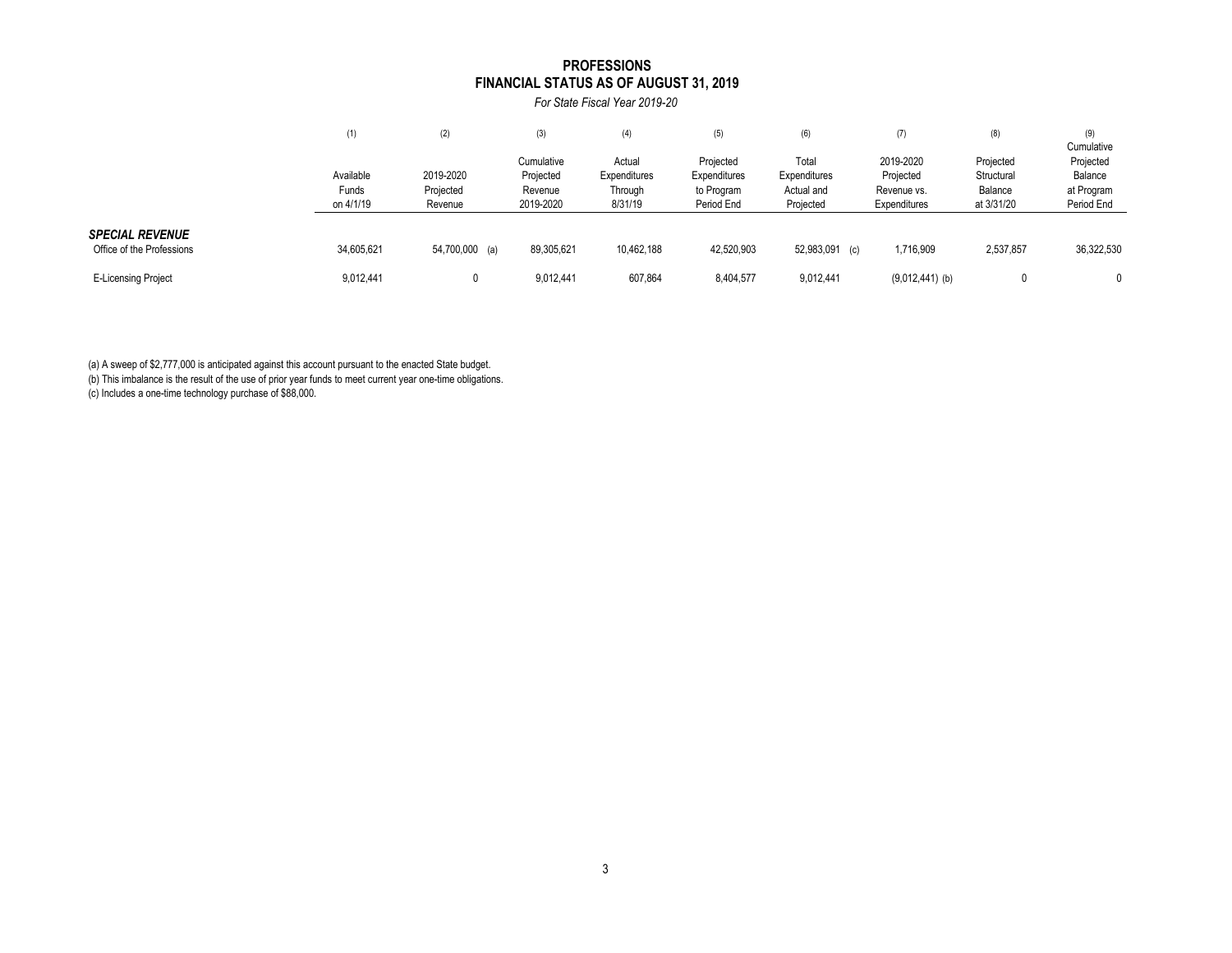# PROFESSIONS
## FINANCIAL STATUS AS OF AUGUST 31, 2019

*For State Fiscal Year 2019-20*

| | (1) Available Funds on 4/1/19 | (2) 2019-2020 Projected Revenue | (3) Cumulative Projected Revenue 2019-2020 | (4) Actual Expenditures Through 8/31/19 | (5) Projected Expenditures to Program Period End | (6) Total Expenditures Actual and Projected | (7) 2019-2020 Projected Revenue vs. Expenditures | (8) Projected Structural Balance at 3/31/20 | (9) Cumulative Projected Balance at Program Period End |
|---|---|---|---|---|---|---|---|---|---|
| ***SPECIAL REVENUE*** | | | | | | | | | |
| Office of the Professions | 34,605,621 | 54,700,000 (a) | 89,305,621 | 10,462,188 | 42,520,903 | 52,983,091 (c) | 1,716,909 | 2,537,857 | 36,322,530 |
| E-Licensing Project | 9,012,441 | 0 | 9,012,441 | 607,864 | 8,404,577 | 9,012,441 | (9,012,441) (b) | 0 | 0 |

(a) A sweep of $2,777,000 is anticipated against this account pursuant to the enacted State budget.
(b) This imbalance is the result of the use of prior year funds to meet current year one-time obligations.
(c) Includes a one-time technology purchase of $88,000.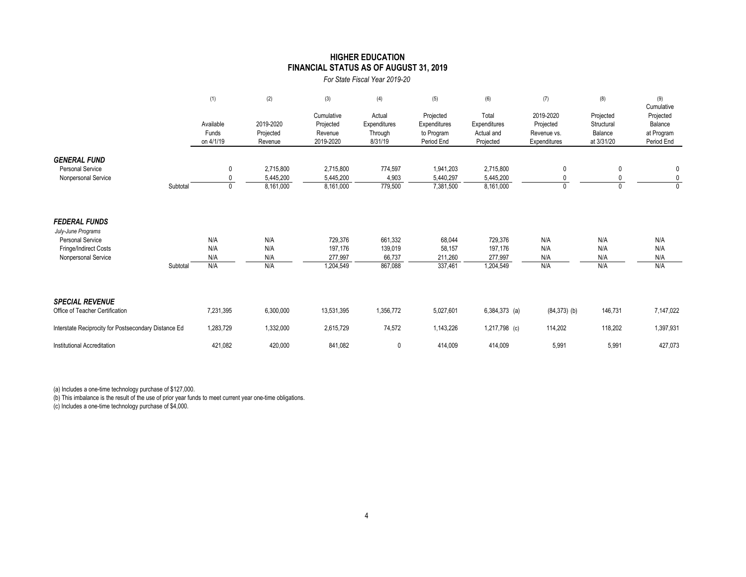# HIGHER EDUCATION
## FINANCIAL STATUS AS OF AUGUST 31, 2019

*For State Fiscal Year 2019-20*

| | (1) Available Funds on 4/1/19 | (2) 2019-2020 Projected Revenue | (3) Cumulative Projected Revenue 2019-2020 | (4) Actual Expenditures Through 8/31/19 | (5) Projected Expenditures to Program Period End | (6) Total Expenditures Actual and Projected | (7) 2019-2020 Projected Revenue vs. Expenditures | (8) Projected Structural Balance at 3/31/20 | (9) Cumulative Projected Balance at Program Period End |
|---|---|---|---|---|---|---|---|---|---|
| ***GENERAL FUND*** | | | | | | | | | |
| Personal Service | 0 | 2,715,800 | 2,715,800 | 774,597 | 1,941,203 | 2,715,800 | 0 | 0 | 0 |
| Nonpersonal Service | 0 | 5,445,200 | 5,445,200 | 4,903 | 5,440,297 | 5,445,200 | 0 | 0 | 0 |
| Subtotal | 0 | 8,161,000 | 8,161,000 | 779,500 | 7,381,500 | 8,161,000 | 0 | 0 | 0 |
| ***FEDERAL FUNDS*** | | | | | | | | | |
| *July-June Programs* | | | | | | | | | |
| Personal Service | N/A | N/A | 729,376 | 661,332 | 68,044 | 729,376 | N/A | N/A | N/A |
| Fringe/Indirect Costs | N/A | N/A | 197,176 | 139,019 | 58,157 | 197,176 | N/A | N/A | N/A |
| Nonpersonal Service | N/A | N/A | 277,997 | 66,737 | 211,260 | 277,997 | N/A | N/A | N/A |
| Subtotal | N/A | N/A | 1,204,549 | 867,088 | 337,461 | 1,204,549 | N/A | N/A | N/A |
| ***SPECIAL REVENUE*** | | | | | | | | | |
| Office of Teacher Certification | 7,231,395 | 6,300,000 | 13,531,395 | 1,356,772 | 5,027,601 | 6,384,373 (a) | (84,373) (b) | 146,731 | 7,147,022 |
| Interstate Reciprocity for Postsecondary Distance Ed | 1,283,729 | 1,332,000 | 2,615,729 | 74,572 | 1,143,226 | 1,217,798 (c) | 114,202 | 118,202 | 1,397,931 |
| Institutional Accreditation | 421,082 | 420,000 | 841,082 | 0 | 414,009 | 414,009 | 5,991 | 5,991 | 427,073 |

(a) Includes a one-time technology purchase of $127,000.

(b) This imbalance is the result of the use of prior year funds to meet current year one-time obligations.

(c) Includes a one-time technology purchase of $4,000.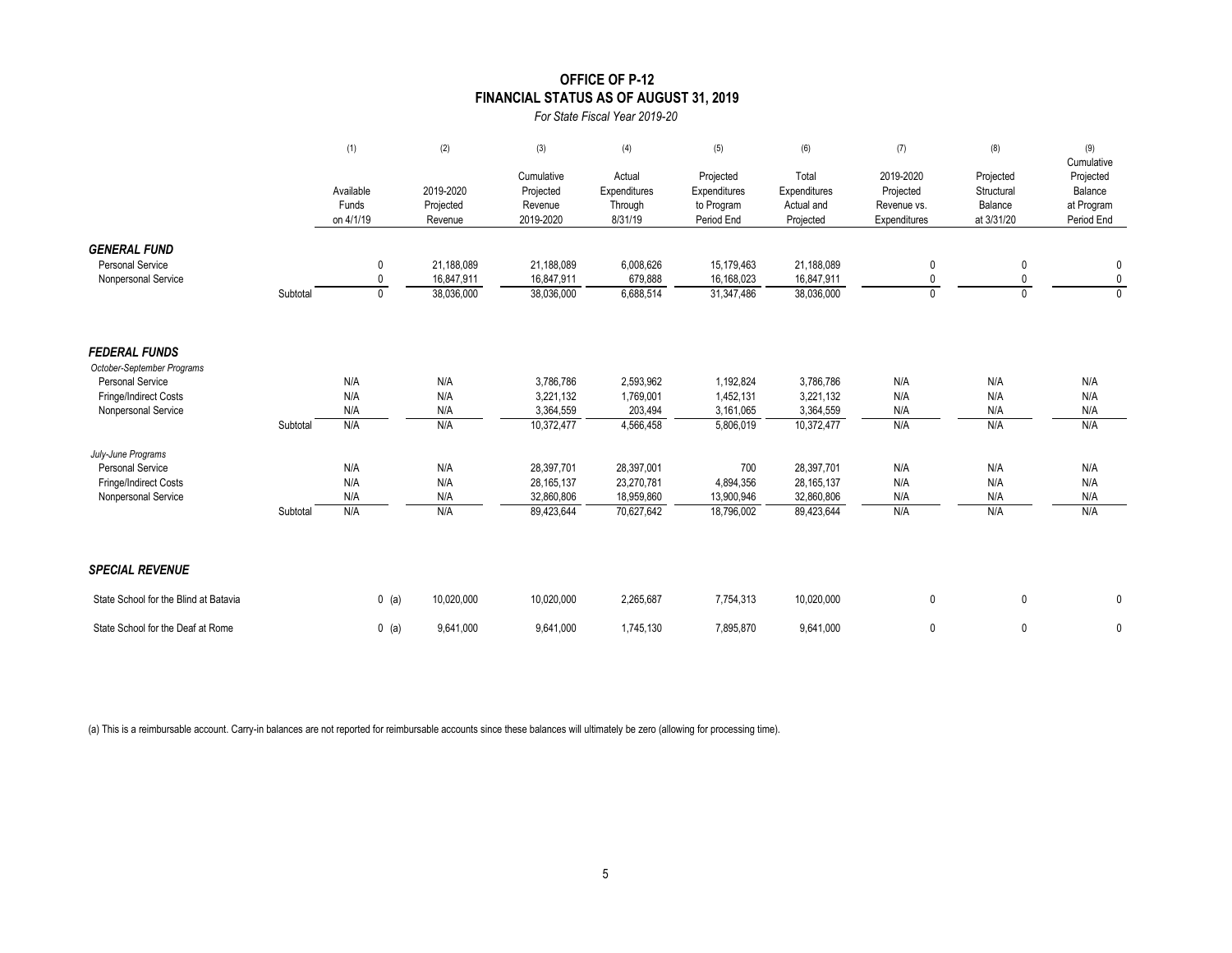# OFFICE OF P-12
## FINANCIAL STATUS AS OF AUGUST 31, 2019
*For State Fiscal Year 2019-20*

| | | (1) | (2) | (3) | (4) | (5) | (6) | (7) | (8) | (9) |
|---|---|---|---|---|---|---|---|---|---|---|
| | | Available Funds on 4/1/19 | 2019-2020 Projected Revenue | Cumulative Projected Revenue 2019-2020 | Actual Expenditures Through 8/31/19 | Projected Expenditures to Program Period End | Total Expenditures Actual and Projected | 2019-2020 Projected Revenue vs. Expenditures | Projected Structural Balance at 3/31/20 | Cumulative Projected Balance at Program Period End |
| ***GENERAL FUND*** | | | | | | | | | | |
| Personal Service | | 0 | 21,188,089 | 21,188,089 | 6,008,626 | 15,179,463 | 21,188,089 | 0 | 0 | 0 |
| Nonpersonal Service | | 0 | 16,847,911 | 16,847,911 | 679,888 | 16,168,023 | 16,847,911 | 0 | 0 | 0 |
| | Subtotal | 0 | 38,036,000 | 38,036,000 | 6,688,514 | 31,347,486 | 38,036,000 | 0 | 0 | 0 |
| ***FEDERAL FUNDS*** | | | | | | | | | | |
| *October-September Programs* | | | | | | | | | | |
| Personal Service | | N/A | N/A | 3,786,786 | 2,593,962 | 1,192,824 | 3,786,786 | N/A | N/A | N/A |
| Fringe/Indirect Costs | | N/A | N/A | 3,221,132 | 1,769,001 | 1,452,131 | 3,221,132 | N/A | N/A | N/A |
| Nonpersonal Service | | N/A | N/A | 3,364,559 | 203,494 | 3,161,065 | 3,364,559 | N/A | N/A | N/A |
| | Subtotal | N/A | N/A | 10,372,477 | 4,566,458 | 5,806,019 | 10,372,477 | N/A | N/A | N/A |
| *July-June Programs* | | | | | | | | | | |
| Personal Service | | N/A | N/A | 28,397,701 | 28,397,001 | 700 | 28,397,701 | N/A | N/A | N/A |
| Fringe/Indirect Costs | | N/A | N/A | 28,165,137 | 23,270,781 | 4,894,356 | 28,165,137 | N/A | N/A | N/A |
| Nonpersonal Service | | N/A | N/A | 32,860,806 | 18,959,860 | 13,900,946 | 32,860,806 | N/A | N/A | N/A |
| | Subtotal | N/A | N/A | 89,423,644 | 70,627,642 | 18,796,002 | 89,423,644 | N/A | N/A | N/A |
| ***SPECIAL REVENUE*** | | | | | | | | | | |
| State School for the Blind at Batavia | | 0 (a) | 10,020,000 | 10,020,000 | 2,265,687 | 7,754,313 | 10,020,000 | 0 | 0 | 0 |
| State School for the Deaf at Rome | | 0 (a) | 9,641,000 | 9,641,000 | 1,745,130 | 7,895,870 | 9,641,000 | 0 | 0 | 0 |

(a) This is a reimbursable account. Carry-in balances are not reported for reimbursable accounts since these balances will ultimately be zero (allowing for processing time).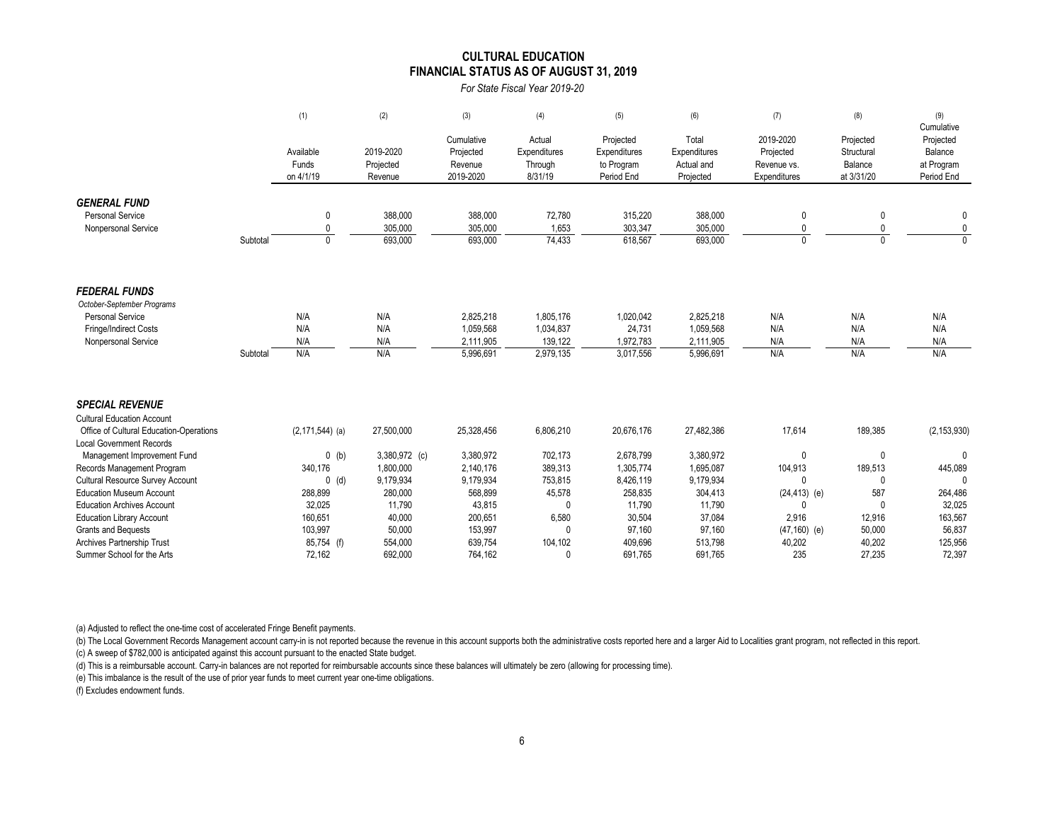# CULTURAL EDUCATION
## FINANCIAL STATUS AS OF AUGUST 31, 2019

*For State Fiscal Year 2019-20*

| | (1) | (2) | (3) | (4) | (5) | (6) | (7) | (8) | (9) |
|---|---|---|---|---|---|---|---|---|---|
| | Available Funds on 4/1/19 | 2019-2020 Projected Revenue | Cumulative Projected Revenue 2019-2020 | Actual Expenditures Through 8/31/19 | Projected Expenditures to Program Period End | Total Expenditures Actual and Projected | 2019-2020 Projected Revenue vs. Expenditures | Projected Structural Balance at 3/31/20 | Cumulative Projected Balance at Program Period End |
| ***GENERAL FUND*** | | | | | | | | | |
| Personal Service | 0 | 388,000 | 388,000 | 72,780 | 315,220 | 388,000 | 0 | 0 | 0 |
| Nonpersonal Service | 0 | 305,000 | 305,000 | 1,653 | 303,347 | 305,000 | 0 | 0 | 0 |
| Subtotal | 0 | 693,000 | 693,000 | 74,433 | 618,567 | 693,000 | 0 | 0 | 0 |
| ***FEDERAL FUNDS*** | | | | | | | | | |
| *October-September Programs* | | | | | | | | | |
| Personal Service | N/A | N/A | 2,825,218 | 1,805,176 | 1,020,042 | 2,825,218 | N/A | N/A | N/A |
| Fringe/Indirect Costs | N/A | N/A | 1,059,568 | 1,034,837 | 24,731 | 1,059,568 | N/A | N/A | N/A |
| Nonpersonal Service | N/A | N/A | 2,111,905 | 139,122 | 1,972,783 | 2,111,905 | N/A | N/A | N/A |
| Subtotal | N/A | N/A | 5,996,691 | 2,979,135 | 3,017,556 | 5,996,691 | N/A | N/A | N/A |
| ***SPECIAL REVENUE*** | | | | | | | | | |
| Cultural Education Account | | | | | | | | | |
| Office of Cultural Education-Operations | (2,171,544) (a) | 27,500,000 | 25,328,456 | 6,806,210 | 20,676,176 | 27,482,386 | 17,614 | 189,385 | (2,153,930) |
| Local Government Records | | | | | | | | | |
| Management Improvement Fund | 0 (b) | 3,380,972 (c) | 3,380,972 | 702,173 | 2,678,799 | 3,380,972 | 0 | 0 | 0 |
| Records Management Program | 340,176 | 1,800,000 | 2,140,176 | 389,313 | 1,305,774 | 1,695,087 | 104,913 | 189,513 | 445,089 |
| Cultural Resource Survey Account | 0 (d) | 9,179,934 | 9,179,934 | 753,815 | 8,426,119 | 9,179,934 | 0 | 0 | 0 |
| Education Museum Account | 288,899 | 280,000 | 568,899 | 45,578 | 258,835 | 304,413 | (24,413) (e) | 587 | 264,486 |
| Education Archives Account | 32,025 | 11,790 | 43,815 | 0 | 11,790 | 11,790 | 0 | 0 | 32,025 |
| Education Library Account | 160,651 | 40,000 | 200,651 | 6,580 | 30,504 | 37,084 | 2,916 | 12,916 | 163,567 |
| Grants and Bequests | 103,997 | 50,000 | 153,997 | 0 | 97,160 | 97,160 | (47,160) (e) | 50,000 | 56,837 |
| Archives Partnership Trust | 85,754 (f) | 554,000 | 639,754 | 104,102 | 409,696 | 513,798 | 40,202 | 40,202 | 125,956 |
| Summer School for the Arts | 72,162 | 692,000 | 764,162 | 0 | 691,765 | 691,765 | 235 | 27,235 | 72,397 |

(a) Adjusted to reflect the one-time cost of accelerated Fringe Benefit payments.

(b) The Local Government Records Management account carry-in is not reported because the revenue in this account supports both the administrative costs reported here and a larger Aid to Localities grant program, not reflected in this report.

(c) A sweep of $782,000 is anticipated against this account pursuant to the enacted State budget.

(d) This is a reimbursable account. Carry-in balances are not reported for reimbursable accounts since these balances will ultimately be zero (allowing for processing time).

(e) This imbalance is the result of the use of prior year funds to meet current year one-time obligations.

(f) Excludes endowment funds.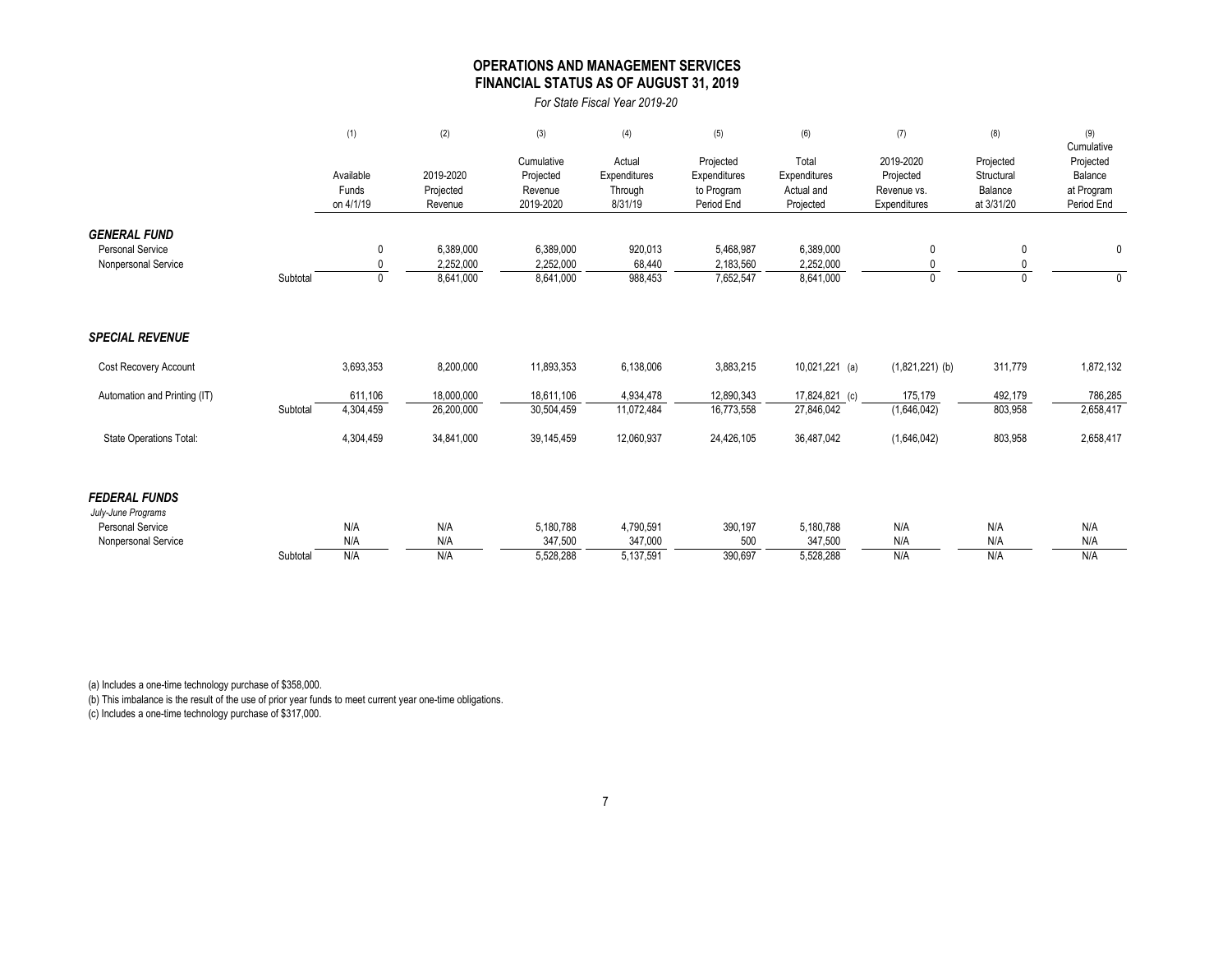# OPERATIONS AND MANAGEMENT SERVICES
## FINANCIAL STATUS AS OF AUGUST 31, 2019

*For State Fiscal Year 2019-20*

| | | (1) Available Funds on 4/1/19 | (2) 2019-2020 Projected Revenue | (3) Cumulative Projected Revenue 2019-2020 | (4) Actual Expenditures Through 8/31/19 | (5) Projected Expenditures to Program Period End | (6) Total Expenditures Actual and Projected | (7) 2019-2020 Projected Revenue vs. Expenditures | (8) Projected Structural Balance at 3/31/20 | (9) Cumulative Projected Balance at Program Period End |
|---|---|---|---|---|---|---|---|---|---|---|
| ***GENERAL FUND*** | | | | | | | | | | |
| Personal Service | | 0 | 6,389,000 | 6,389,000 | 920,013 | 5,468,987 | 6,389,000 | 0 | 0 | 0 |
| Nonpersonal Service | | 0 | 2,252,000 | 2,252,000 | 68,440 | 2,183,560 | 2,252,000 | 0 | 0 | |
| | Subtotal | 0 | 8,641,000 | 8,641,000 | 988,453 | 7,652,547 | 8,641,000 | 0 | 0 | 0 |
| ***SPECIAL REVENUE*** | | | | | | | | | | |
| Cost Recovery Account | | 3,693,353 | 8,200,000 | 11,893,353 | 6,138,006 | 3,883,215 | 10,021,221 (a) | (1,821,221) (b) | 311,779 | 1,872,132 |
| Automation and Printing (IT) | | 611,106 | 18,000,000 | 18,611,106 | 4,934,478 | 12,890,343 | 17,824,821 (c) | 175,179 | 492,179 | 786,285 |
| | Subtotal | 4,304,459 | 26,200,000 | 30,504,459 | 11,072,484 | 16,773,558 | 27,846,042 | (1,646,042) | 803,958 | 2,658,417 |
| State Operations Total: | | 4,304,459 | 34,841,000 | 39,145,459 | 12,060,937 | 24,426,105 | 36,487,042 | (1,646,042) | 803,958 | 2,658,417 |
| ***FEDERAL FUNDS*** | | | | | | | | | | |
| *July-June Programs* | | | | | | | | | | |
| Personal Service | | N/A | N/A | 5,180,788 | 4,790,591 | 390,197 | 5,180,788 | N/A | N/A | N/A |
| Nonpersonal Service | | N/A | N/A | 347,500 | 347,000 | 500 | 347,500 | N/A | N/A | N/A |
| | Subtotal | N/A | N/A | 5,528,288 | 5,137,591 | 390,697 | 5,528,288 | N/A | N/A | N/A |

(a) Includes a one-time technology purchase of $358,000.

(b) This imbalance is the result of the use of prior year funds to meet current year one-time obligations.

(c) Includes a one-time technology purchase of $317,000.